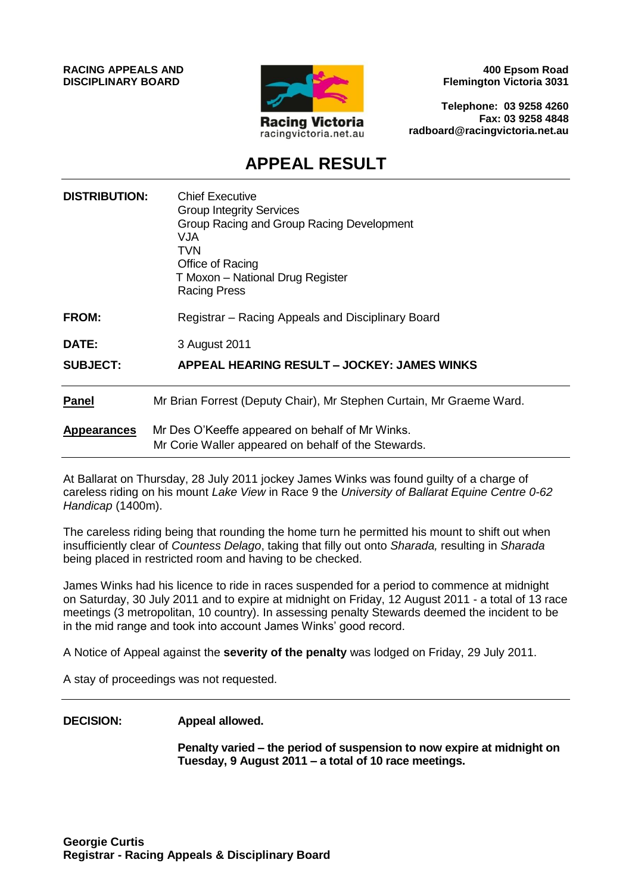**RACING APPEALS AND DISCIPLINARY BOARD**

Racing Victoria
racingvictoria.net.au

**400 Epsom Road**
**Flemington Victoria 3031**

**Telephone: 03 9258 4260**
**Fax: 03 9258 4848**
**radboard@racingvictoria.net.au**

# APPEAL RESULT

| | |
|---|---|
| **DISTRIBUTION:** | Chief Executive<br>Group Integrity Services<br>Group Racing and Group Racing Development<br>VJA<br>TVN<br>Office of Racing<br>T Moxon – National Drug Register<br>Racing Press |
| **FROM:** | Registrar – Racing Appeals and Disciplinary Board |
| **DATE:** | 3 August 2011 |
| **SUBJECT:** | **APPEAL HEARING RESULT – JOCKEY: JAMES WINKS** |

**Panel** Mr Brian Forrest (Deputy Chair), Mr Stephen Curtain, Mr Graeme Ward.

**Appearances** Mr Des O'Keeffe appeared on behalf of Mr Winks.
Mr Corie Waller appeared on behalf of the Stewards.

At Ballarat on Thursday, 28 July 2011 jockey James Winks was found guilty of a charge of careless riding on his mount *Lake View* in Race 9 the *University of Ballarat Equine Centre 0-62 Handicap* (1400m).

The careless riding being that rounding the home turn he permitted his mount to shift out when insufficiently clear of *Countess Delago*, taking that filly out onto *Sharada,* resulting in *Sharada* being placed in restricted room and having to be checked.

James Winks had his licence to ride in races suspended for a period to commence at midnight on Saturday, 30 July 2011 and to expire at midnight on Friday, 12 August 2011 - a total of 13 race meetings (3 metropolitan, 10 country). In assessing penalty Stewards deemed the incident to be in the mid range and took into account James Winks' good record.

A Notice of Appeal against the **severity of the penalty** was lodged on Friday, 29 July 2011.

A stay of proceedings was not requested.

**DECISION:** **Appeal allowed.**

**Penalty varied – the period of suspension to now expire at midnight on Tuesday, 9 August 2011 – a total of 10 race meetings.**

**Georgie Curtis**
**Registrar - Racing Appeals & Disciplinary Board**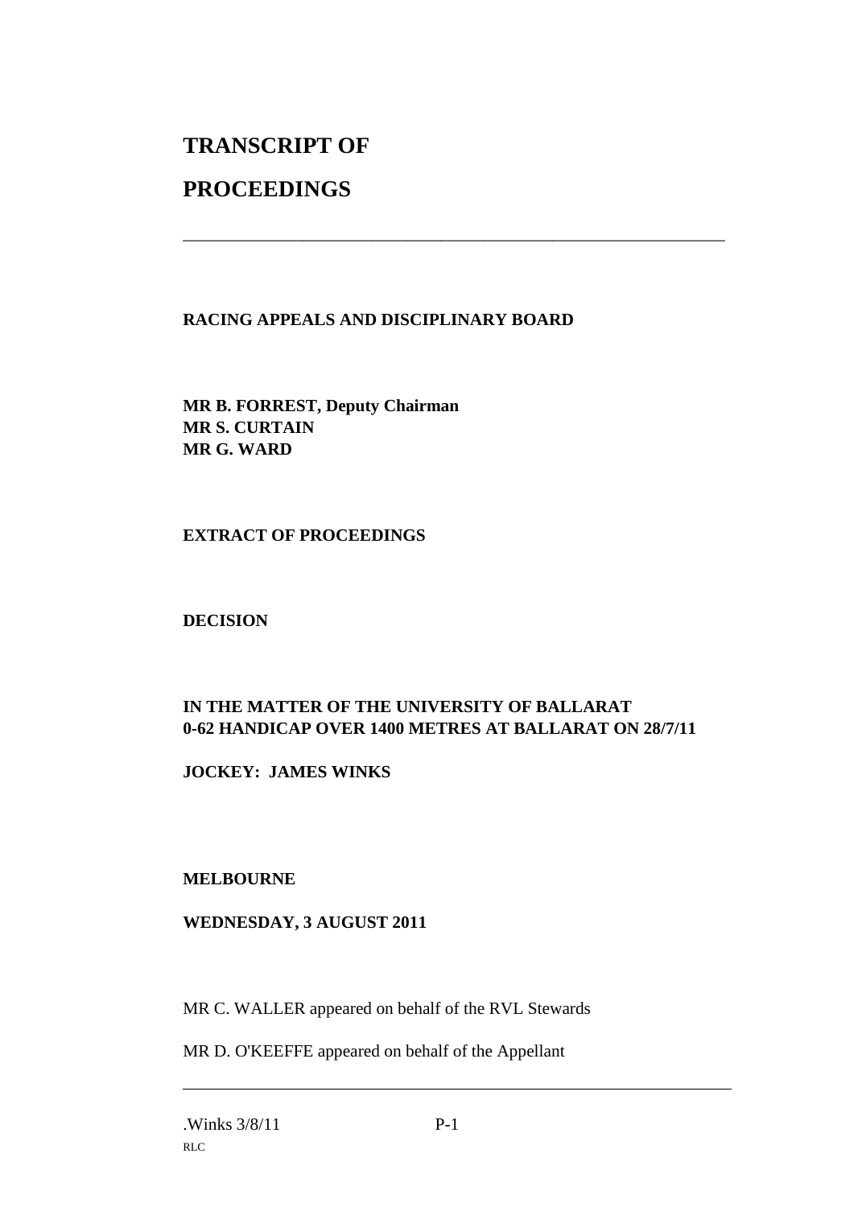# TRANSCRIPT OF

# PROCEEDINGS

---

**RACING APPEALS AND DISCIPLINARY BOARD**

**MR B. FORREST, Deputy Chairman**
**MR S. CURTAIN**
**MR G. WARD**

**EXTRACT OF PROCEEDINGS**

**DECISION**

**IN THE MATTER OF THE UNIVERSITY OF BALLARAT 0-62 HANDICAP OVER 1400 METRES AT BALLARAT ON 28/7/11**

**JOCKEY: JAMES WINKS**

**MELBOURNE**

**WEDNESDAY, 3 AUGUST 2011**

MR C. WALLER appeared on behalf of the RVL Stewards

MR D. O'KEEFFE appeared on behalf of the Appellant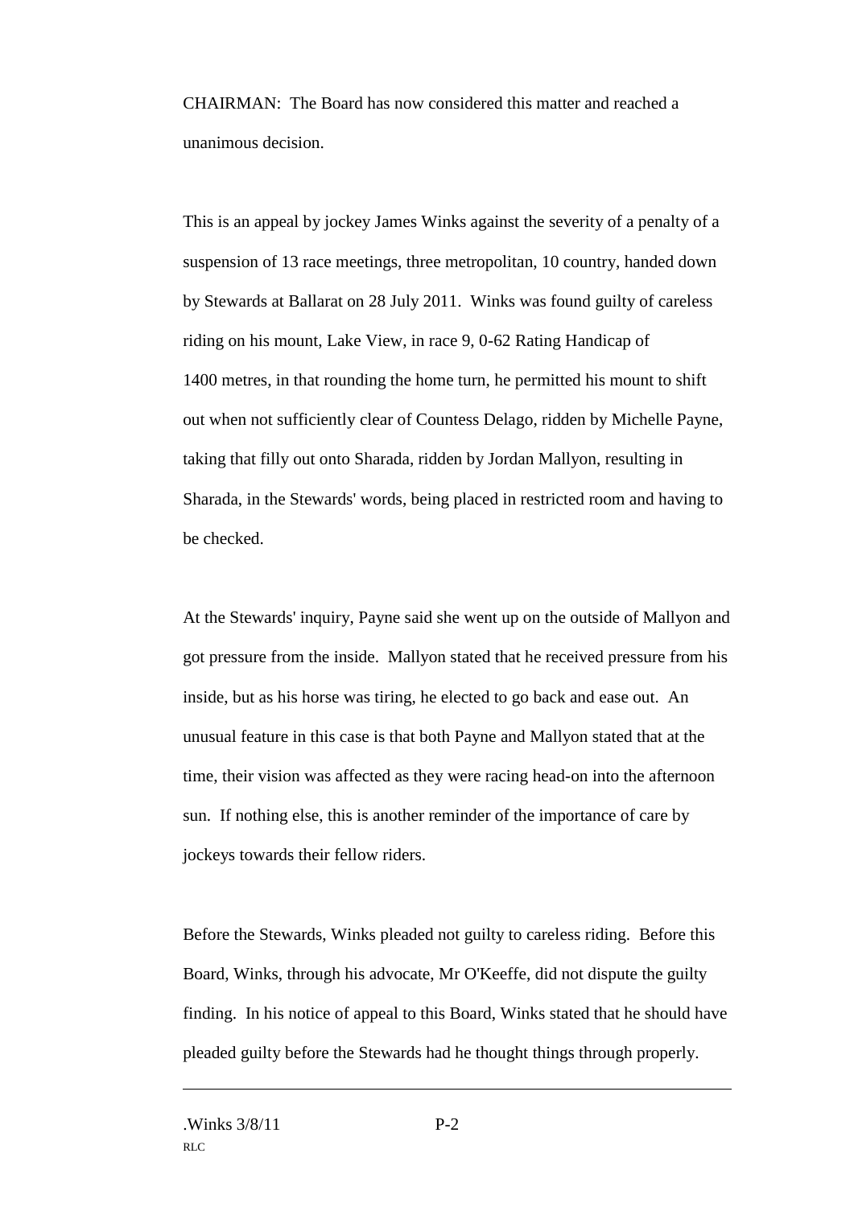CHAIRMAN: The Board has now considered this matter and reached a unanimous decision.

This is an appeal by jockey James Winks against the severity of a penalty of a suspension of 13 race meetings, three metropolitan, 10 country, handed down by Stewards at Ballarat on 28 July 2011. Winks was found guilty of careless riding on his mount, Lake View, in race 9, 0-62 Rating Handicap of 1400 metres, in that rounding the home turn, he permitted his mount to shift out when not sufficiently clear of Countess Delago, ridden by Michelle Payne, taking that filly out onto Sharada, ridden by Jordan Mallyon, resulting in Sharada, in the Stewards' words, being placed in restricted room and having to be checked.

At the Stewards' inquiry, Payne said she went up on the outside of Mallyon and got pressure from the inside. Mallyon stated that he received pressure from his inside, but as his horse was tiring, he elected to go back and ease out. An unusual feature in this case is that both Payne and Mallyon stated that at the time, their vision was affected as they were racing head-on into the afternoon sun. If nothing else, this is another reminder of the importance of care by jockeys towards their fellow riders.

Before the Stewards, Winks pleaded not guilty to careless riding. Before this Board, Winks, through his advocate, Mr O'Keeffe, did not dispute the guilty finding. In his notice of appeal to this Board, Winks stated that he should have pleaded guilty before the Stewards had he thought things through properly.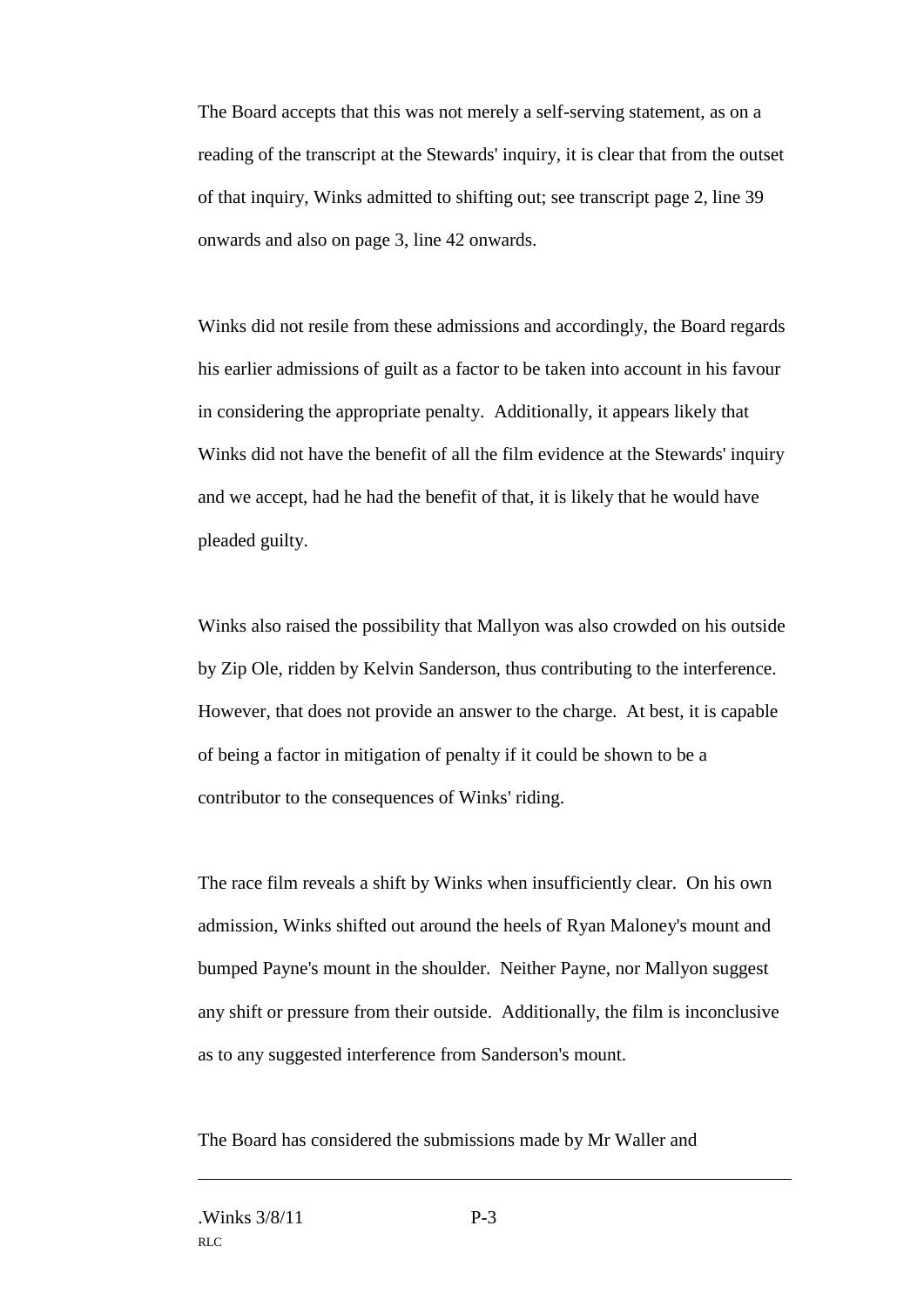The Board accepts that this was not merely a self-serving statement, as on a reading of the transcript at the Stewards' inquiry, it is clear that from the outset of that inquiry, Winks admitted to shifting out; see transcript page 2, line 39 onwards and also on page 3, line 42 onwards.

Winks did not resile from these admissions and accordingly, the Board regards his earlier admissions of guilt as a factor to be taken into account in his favour in considering the appropriate penalty. Additionally, it appears likely that Winks did not have the benefit of all the film evidence at the Stewards' inquiry and we accept, had he had the benefit of that, it is likely that he would have pleaded guilty.

Winks also raised the possibility that Mallyon was also crowded on his outside by Zip Ole, ridden by Kelvin Sanderson, thus contributing to the interference. However, that does not provide an answer to the charge. At best, it is capable of being a factor in mitigation of penalty if it could be shown to be a contributor to the consequences of Winks' riding.

The race film reveals a shift by Winks when insufficiently clear. On his own admission, Winks shifted out around the heels of Ryan Maloney's mount and bumped Payne's mount in the shoulder. Neither Payne, nor Mallyon suggest any shift or pressure from their outside. Additionally, the film is inconclusive as to any suggested interference from Sanderson's mount.

The Board has considered the submissions made by Mr Waller and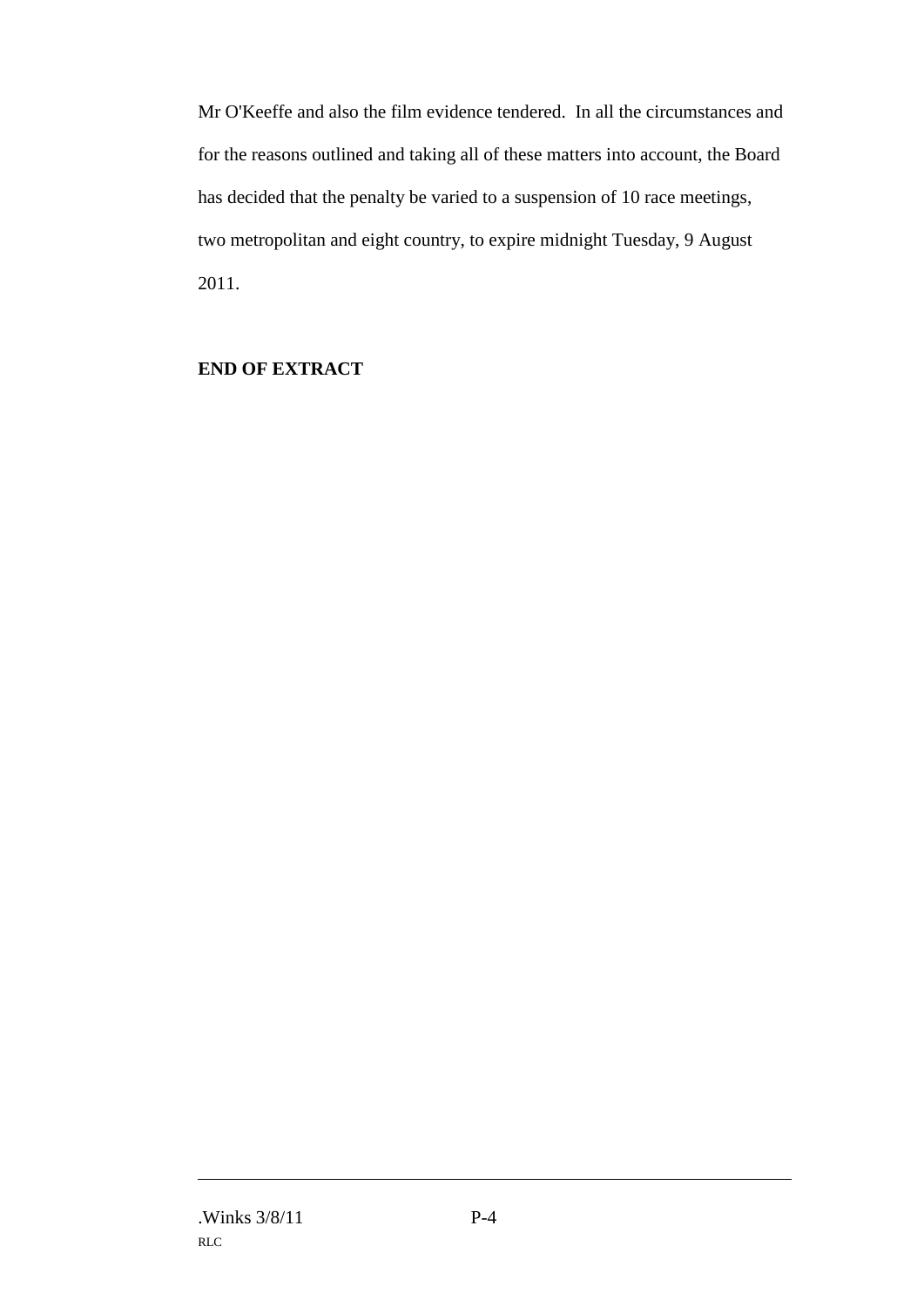Mr O'Keeffe and also the film evidence tendered. In all the circumstances and for the reasons outlined and taking all of these matters into account, the Board has decided that the penalty be varied to a suspension of 10 race meetings, two metropolitan and eight country, to expire midnight Tuesday, 9 August 2011.

**END OF EXTRACT**